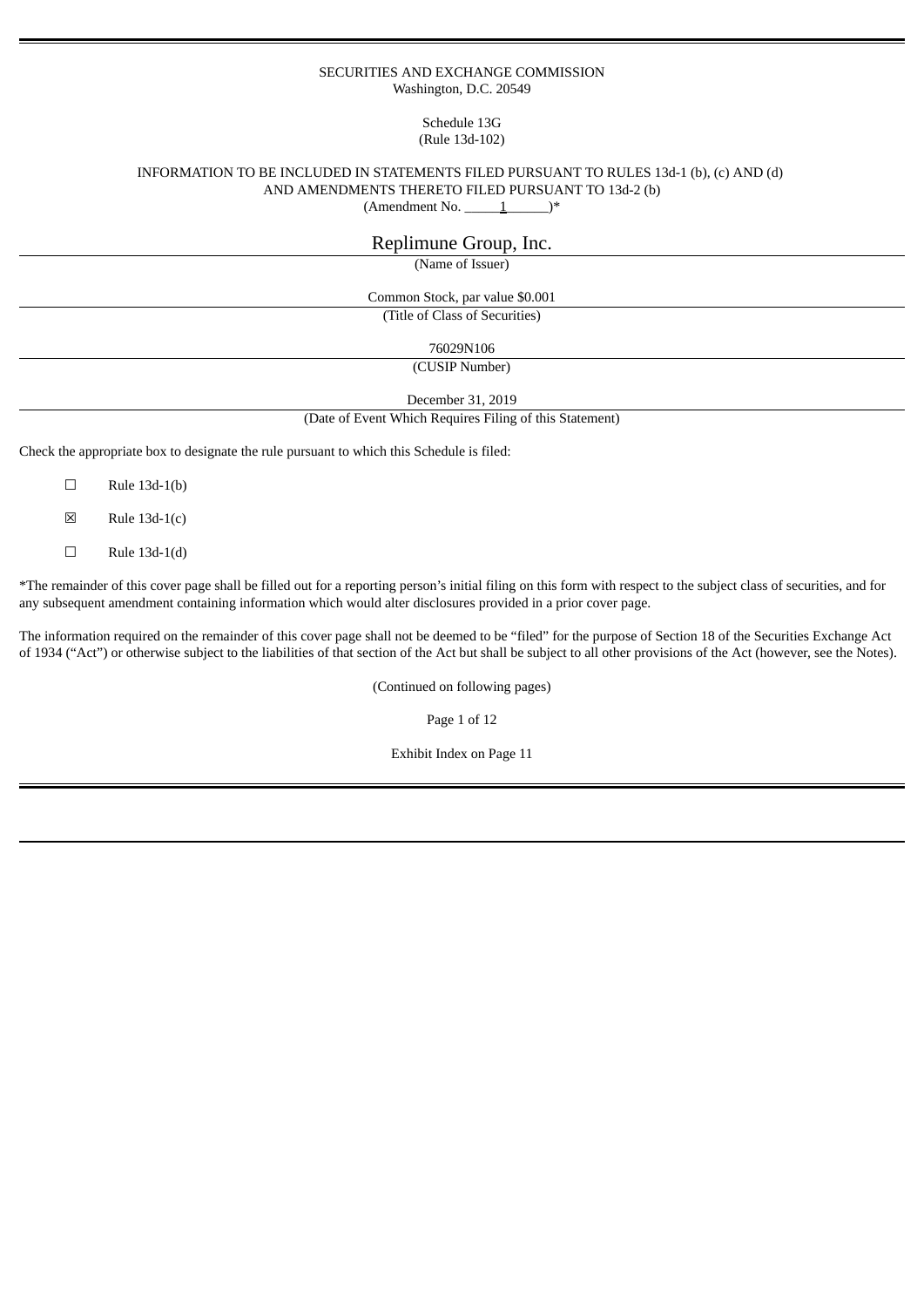SECURITIES AND EXCHANGE COMMISSION
Washington, D.C. 20549

Schedule 13G
(Rule 13d-102)

INFORMATION TO BE INCLUDED IN STATEMENTS FILED PURSUANT TO RULES 13d-1 (b), (c) AND (d)
AND AMENDMENTS THERETO FILED PURSUANT TO 13d-2 (b)
(Amendment No. _____1______)*

Replimune Group, Inc.
(Name of Issuer)

Common Stock, par value $0.001
(Title of Class of Securities)

76029N106
(CUSIP Number)

December 31, 2019
(Date of Event Which Requires Filing of this Statement)

Check the appropriate box to designate the rule pursuant to which this Schedule is filed:

☐ Rule 13d-1(b)

☒ Rule 13d-1(c)

☐ Rule 13d-1(d)

*The remainder of this cover page shall be filled out for a reporting person's initial filing on this form with respect to the subject class of securities, and for any subsequent amendment containing information which would alter disclosures provided in a prior cover page.

The information required on the remainder of this cover page shall not be deemed to be "filed" for the purpose of Section 18 of the Securities Exchange Act of 1934 ("Act") or otherwise subject to the liabilities of that section of the Act but shall be subject to all other provisions of the Act (however, see the Notes).

(Continued on following pages)

Exhibit Index on Page 11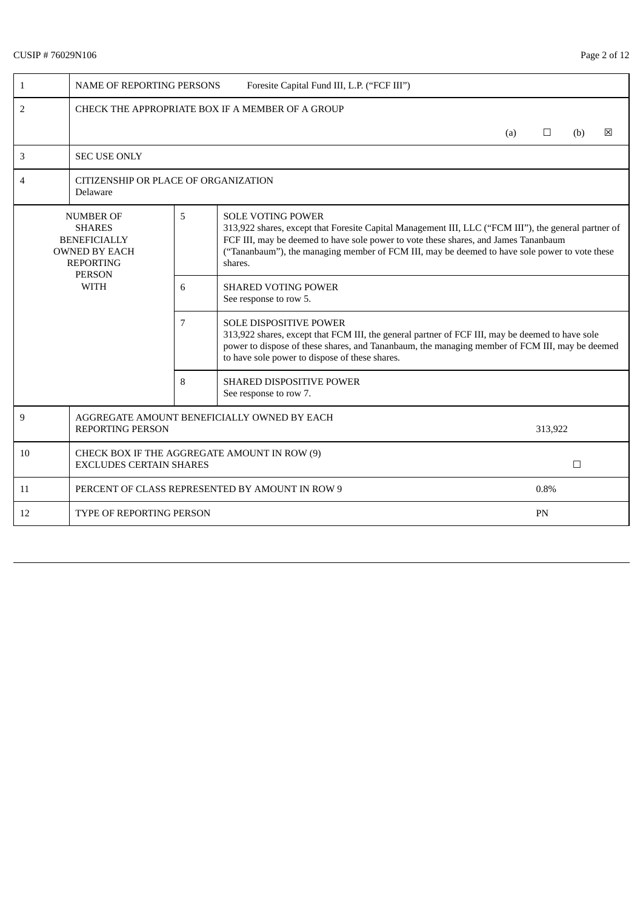CUSIP # 76029N106

| 1 | NAME OF REPORTING PERSONS Foresite Capital Fund III, L.P. ("FCF III") | | |
|---|---|---|---|
| 2 | CHECK THE APPROPRIATE BOX IF A MEMBER OF A GROUP (a) ☐ (b) ☒ | | |
| 3 | SEC USE ONLY | | |
| 4 | CITIZENSHIP OR PLACE OF ORGANIZATION<br>Delaware | | |
| NUMBER OF SHARES BENEFICIALLY OWNED BY EACH REPORTING PERSON WITH | | 5 | SOLE VOTING POWER<br>313,922 shares, except that Foresite Capital Management III, LLC ("FCM III"), the general partner of FCF III, may be deemed to have sole power to vote these shares, and James Tananbaum ("Tananbaum"), the managing member of FCM III, may be deemed to have sole power to vote these shares. |
| | | 6 | SHARED VOTING POWER<br>See response to row 5. |
| | | 7 | SOLE DISPOSITIVE POWER<br>313,922 shares, except that FCM III, the general partner of FCF III, may be deemed to have sole power to dispose of these shares, and Tananbaum, the managing member of FCM III, may be deemed to have sole power to dispose of these shares. |
| | | 8 | SHARED DISPOSITIVE POWER<br>See response to row 7. |
| 9 | AGGREGATE AMOUNT BENEFICIALLY OWNED BY EACH REPORTING PERSON | | 313,922 |
| 10 | CHECK BOX IF THE AGGREGATE AMOUNT IN ROW (9) EXCLUDES CERTAIN SHARES | | ☐ |
| 11 | PERCENT OF CLASS REPRESENTED BY AMOUNT IN ROW 9 | | 0.8% |
| 12 | TYPE OF REPORTING PERSON | | PN |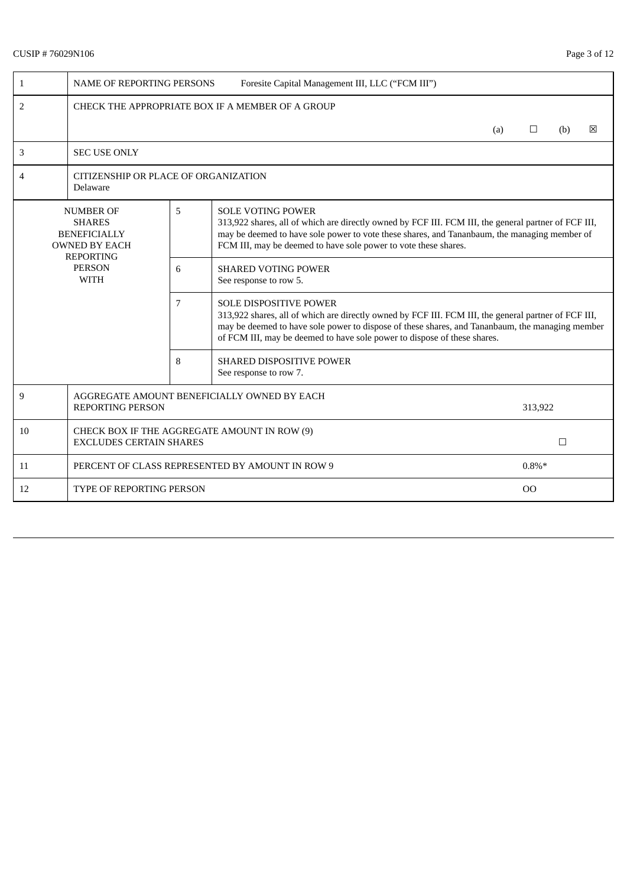CUSIP # 76029N106

| | | | |
|---|---|---|---|
| 1 | NAME OF REPORTING PERSONS Foresite Capital Management III, LLC (“FCM III”) | | |
| 2 | CHECK THE APPROPRIATE BOX IF A MEMBER OF A GROUP (a) ☐ (b) ☒ | | |
| 3 | SEC USE ONLY | | |
| 4 | CITIZENSHIP OR PLACE OF ORGANIZATION<br>Delaware | | |
| NUMBER OF SHARES BENEFICIALLY OWNED BY EACH REPORTING PERSON WITH | | 5 | SOLE VOTING POWER<br>313,922 shares, all of which are directly owned by FCF III. FCM III, the general partner of FCF III, may be deemed to have sole power to vote these shares, and Tananbaum, the managing member of FCM III, may be deemed to have sole power to vote these shares. |
| | | 6 | SHARED VOTING POWER<br>See response to row 5. |
| | | 7 | SOLE DISPOSITIVE POWER<br>313,922 shares, all of which are directly owned by FCF III. FCM III, the general partner of FCF III, may be deemed to have sole power to dispose of these shares, and Tananbaum, the managing member of FCM III, may be deemed to have sole power to dispose of these shares. |
| | | 8 | SHARED DISPOSITIVE POWER<br>See response to row 7. |
| 9 | AGGREGATE AMOUNT BENEFICIALLY OWNED BY EACH REPORTING PERSON | | 313,922 |
| 10 | CHECK BOX IF THE AGGREGATE AMOUNT IN ROW (9) EXCLUDES CERTAIN SHARES | | ☐ |
| 11 | PERCENT OF CLASS REPRESENTED BY AMOUNT IN ROW 9 | | 0.8%* |
| 12 | TYPE OF REPORTING PERSON | | OO |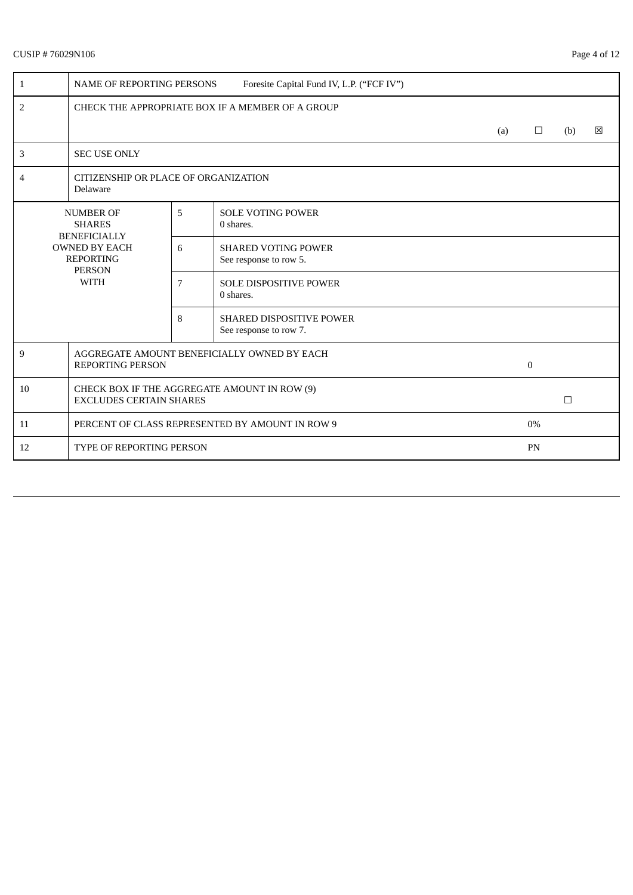CUSIP # 76029N106

| | | | |
|---|---|---|---|
| 1 | NAME OF REPORTING PERSONS Foresite Capital Fund IV, L.P. (“FCF IV”) | | |
| 2 | CHECK THE APPROPRIATE BOX IF A MEMBER OF A GROUP (a) ☐ (b) ☒ | | |
| 3 | SEC USE ONLY | | |
| 4 | CITIZENSHIP OR PLACE OF ORGANIZATION<br>Delaware | | |
| NUMBER OF SHARES BENEFICIALLY OWNED BY EACH REPORTING PERSON WITH | | 5 | SOLE VOTING POWER<br>0 shares. |
| | | 6 | SHARED VOTING POWER<br>See response to row 5. |
| | | 7 | SOLE DISPOSITIVE POWER<br>0 shares. |
| | | 8 | SHARED DISPOSITIVE POWER<br>See response to row 7. |
| 9 | AGGREGATE AMOUNT BENEFICIALLY OWNED BY EACH REPORTING PERSON | | 0 |
| 10 | CHECK BOX IF THE AGGREGATE AMOUNT IN ROW (9) EXCLUDES CERTAIN SHARES | | ☐ |
| 11 | PERCENT OF CLASS REPRESENTED BY AMOUNT IN ROW 9 | | 0% |
| 12 | TYPE OF REPORTING PERSON | | PN |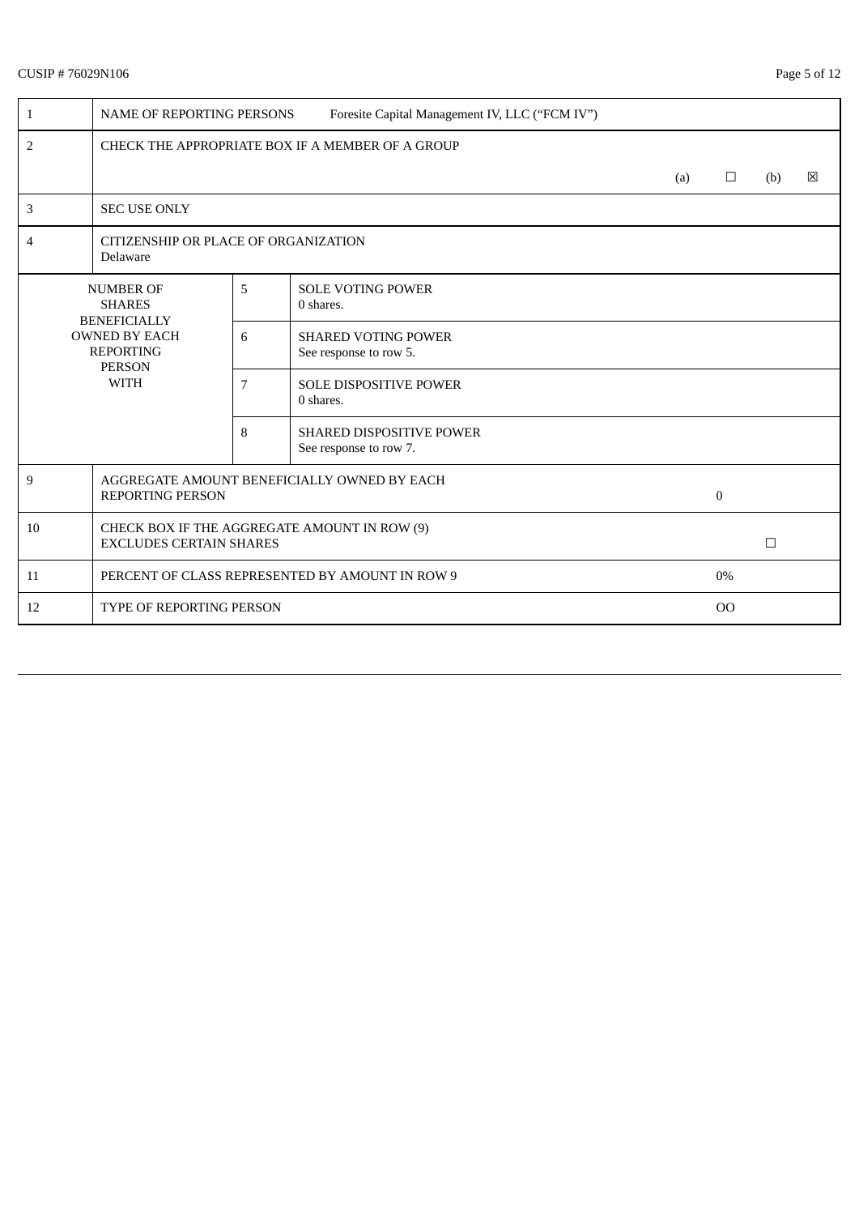CUSIP # 76029N106

| | | | |
|---|---|---|---|
| 1 | NAME OF REPORTING PERSONS Foresite Capital Management IV, LLC (“FCM IV”) | | |
| 2 | CHECK THE APPROPRIATE BOX IF A MEMBER OF A GROUP (a) ☐ (b) ☒ | | |
| 3 | SEC USE ONLY | | |
| 4 | CITIZENSHIP OR PLACE OF ORGANIZATION<br>Delaware | | |
| NUMBER OF SHARES BENEFICIALLY OWNED BY EACH REPORTING PERSON WITH | 5 | SOLE VOTING POWER<br>0 shares. | |
| | 6 | SHARED VOTING POWER<br>See response to row 5. | |
| | 7 | SOLE DISPOSITIVE POWER<br>0 shares. | |
| | 8 | SHARED DISPOSITIVE POWER<br>See response to row 7. | |
| 9 | AGGREGATE AMOUNT BENEFICIALLY OWNED BY EACH REPORTING PERSON | | 0 |
| 10 | CHECK BOX IF THE AGGREGATE AMOUNT IN ROW (9) EXCLUDES CERTAIN SHARES | | ☐ |
| 11 | PERCENT OF CLASS REPRESENTED BY AMOUNT IN ROW 9 | | 0% |
| 12 | TYPE OF REPORTING PERSON | | OO |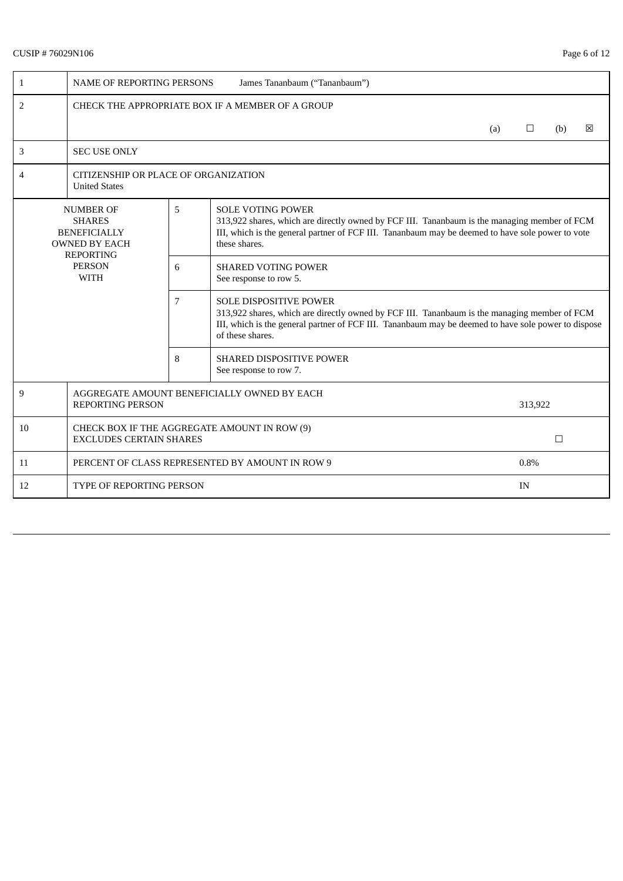CUSIP # 76029N106

| 1 | NAME OF REPORTING PERSONS James Tananbaum (“Tananbaum”) | | | |
|---|---|---|---|---|
| 2 | CHECK THE APPROPRIATE BOX IF A MEMBER OF A GROUP | | | (a) ☐ (b) ☒ |
| 3 | SEC USE ONLY | | | |
| 4 | CITIZENSHIP OR PLACE OF ORGANIZATION<br>United States | | | |
| NUMBER OF SHARES BENEFICIALLY OWNED BY EACH REPORTING PERSON WITH | | 5 | SOLE VOTING POWER<br>313,922 shares, which are directly owned by FCF III. Tananbaum is the managing member of FCM III, which is the general partner of FCF III. Tananbaum may be deemed to have sole power to vote these shares. | |
| | | 6 | SHARED VOTING POWER<br>See response to row 5. | |
| | | 7 | SOLE DISPOSITIVE POWER<br>313,922 shares, which are directly owned by FCF III. Tananbaum is the managing member of FCM III, which is the general partner of FCF III. Tananbaum may be deemed to have sole power to dispose of these shares. | |
| | | 8 | SHARED DISPOSITIVE POWER<br>See response to row 7. | |
| 9 | AGGREGATE AMOUNT BENEFICIALLY OWNED BY EACH REPORTING PERSON | | | 313,922 |
| 10 | CHECK BOX IF THE AGGREGATE AMOUNT IN ROW (9) EXCLUDES CERTAIN SHARES | | | ☐ |
| 11 | PERCENT OF CLASS REPRESENTED BY AMOUNT IN ROW 9 | | | 0.8% |
| 12 | TYPE OF REPORTING PERSON | | | IN |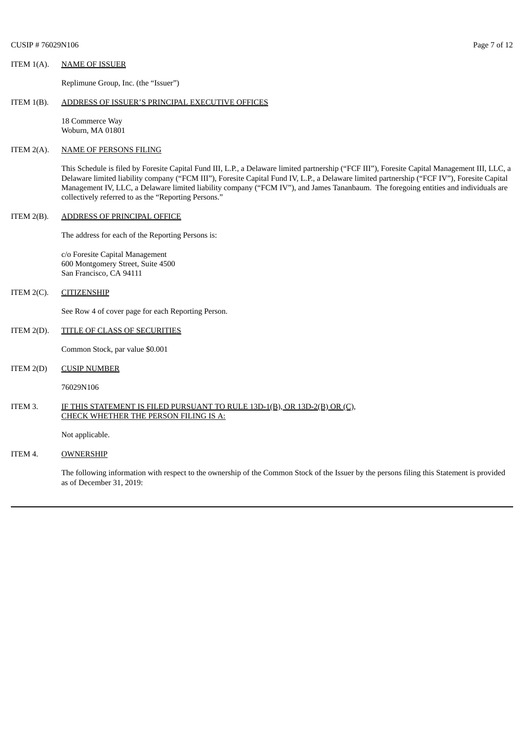ITEM 1(A). NAME OF ISSUER

Replimune Group, Inc. (the "Issuer")

ITEM 1(B). ADDRESS OF ISSUER'S PRINCIPAL EXECUTIVE OFFICES

18 Commerce Way
Woburn, MA 01801

ITEM 2(A). NAME OF PERSONS FILING

This Schedule is filed by Foresite Capital Fund III, L.P., a Delaware limited partnership ("FCF III"), Foresite Capital Management III, LLC, a Delaware limited liability company ("FCM III"), Foresite Capital Fund IV, L.P., a Delaware limited partnership ("FCF IV"), Foresite Capital Management IV, LLC, a Delaware limited liability company ("FCM IV"), and James Tananbaum. The foregoing entities and individuals are collectively referred to as the "Reporting Persons."

ITEM 2(B). ADDRESS OF PRINCIPAL OFFICE

The address for each of the Reporting Persons is:

c/o Foresite Capital Management
600 Montgomery Street, Suite 4500
San Francisco, CA 94111

ITEM 2(C). CITIZENSHIP

See Row 4 of cover page for each Reporting Person.

ITEM 2(D). TITLE OF CLASS OF SECURITIES

Common Stock, par value $0.001

ITEM 2(D) CUSIP NUMBER

76029N106

ITEM 3. IF THIS STATEMENT IS FILED PURSUANT TO RULE 13D-1(B), OR 13D-2(B) OR (C), CHECK WHETHER THE PERSON FILING IS A:

Not applicable.

ITEM 4. OWNERSHIP

The following information with respect to the ownership of the Common Stock of the Issuer by the persons filing this Statement is provided as of December 31, 2019: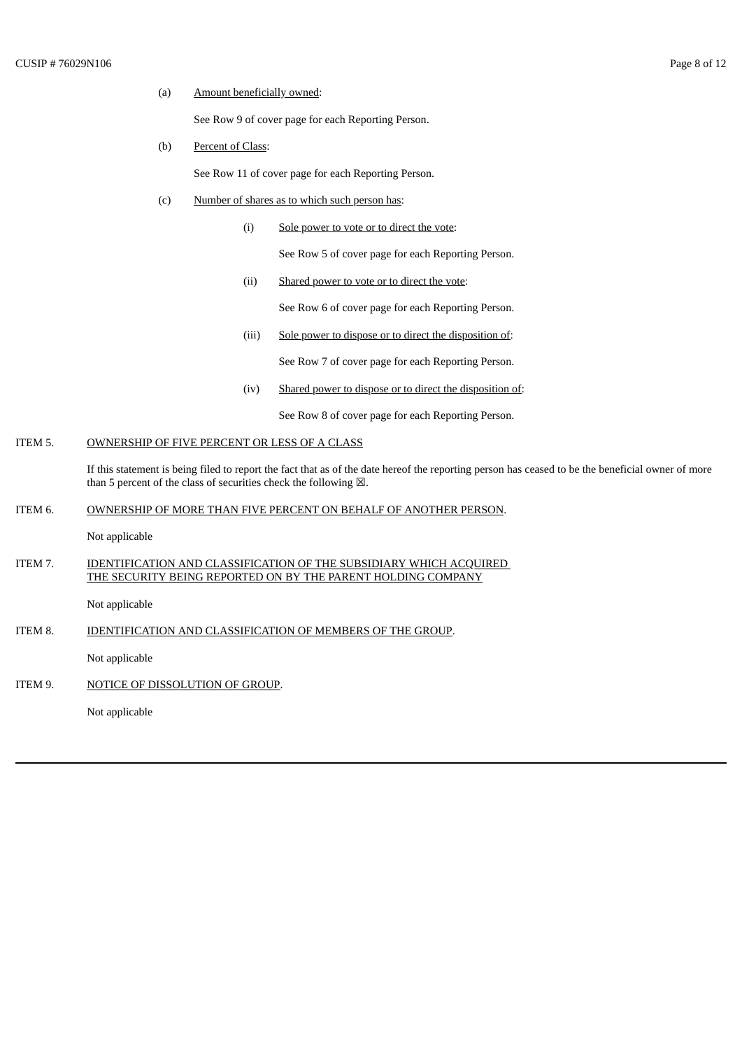(a) Amount beneficially owned:

See Row 9 of cover page for each Reporting Person.

(b) Percent of Class:

See Row 11 of cover page for each Reporting Person.

(c) Number of shares as to which such person has:

(i) Sole power to vote or to direct the vote:

See Row 5 of cover page for each Reporting Person.

(ii) Shared power to vote or to direct the vote:

See Row 6 of cover page for each Reporting Person.

(iii) Sole power to dispose or to direct the disposition of:

See Row 7 of cover page for each Reporting Person.

(iv) Shared power to dispose or to direct the disposition of:

See Row 8 of cover page for each Reporting Person.

ITEM 5. OWNERSHIP OF FIVE PERCENT OR LESS OF A CLASS

If this statement is being filed to report the fact that as of the date hereof the reporting person has ceased to be the beneficial owner of more than 5 percent of the class of securities check the following ☒.

ITEM 6. OWNERSHIP OF MORE THAN FIVE PERCENT ON BEHALF OF ANOTHER PERSON.

Not applicable

ITEM 7. IDENTIFICATION AND CLASSIFICATION OF THE SUBSIDIARY WHICH ACQUIRED THE SECURITY BEING REPORTED ON BY THE PARENT HOLDING COMPANY

Not applicable

ITEM 8. IDENTIFICATION AND CLASSIFICATION OF MEMBERS OF THE GROUP.

Not applicable

ITEM 9. NOTICE OF DISSOLUTION OF GROUP.

Not applicable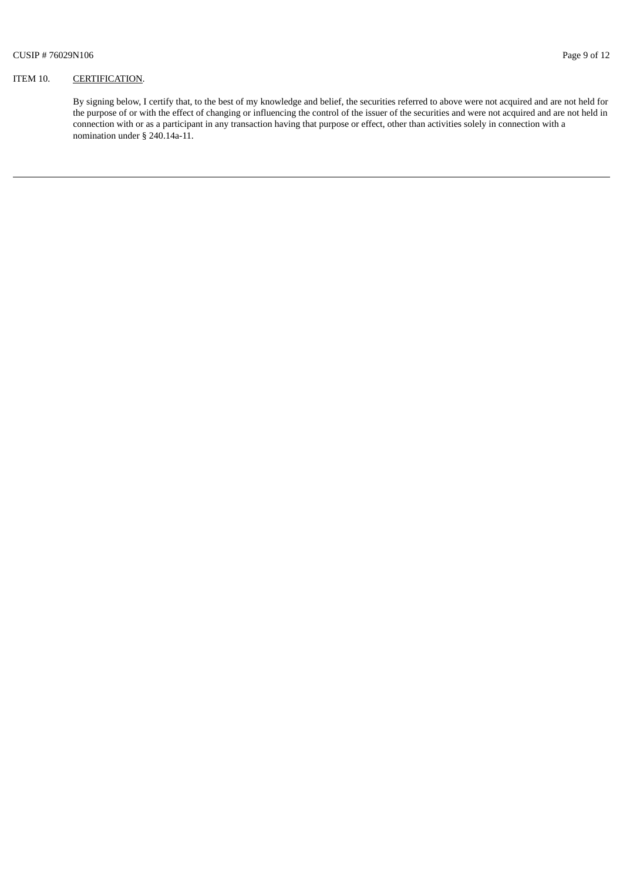ITEM 10. CERTIFICATION.

By signing below, I certify that, to the best of my knowledge and belief, the securities referred to above were not acquired and are not held for the purpose of or with the effect of changing or influencing the control of the issuer of the securities and were not acquired and are not held in connection with or as a participant in any transaction having that purpose or effect, other than activities solely in connection with a nomination under § 240.14a-11.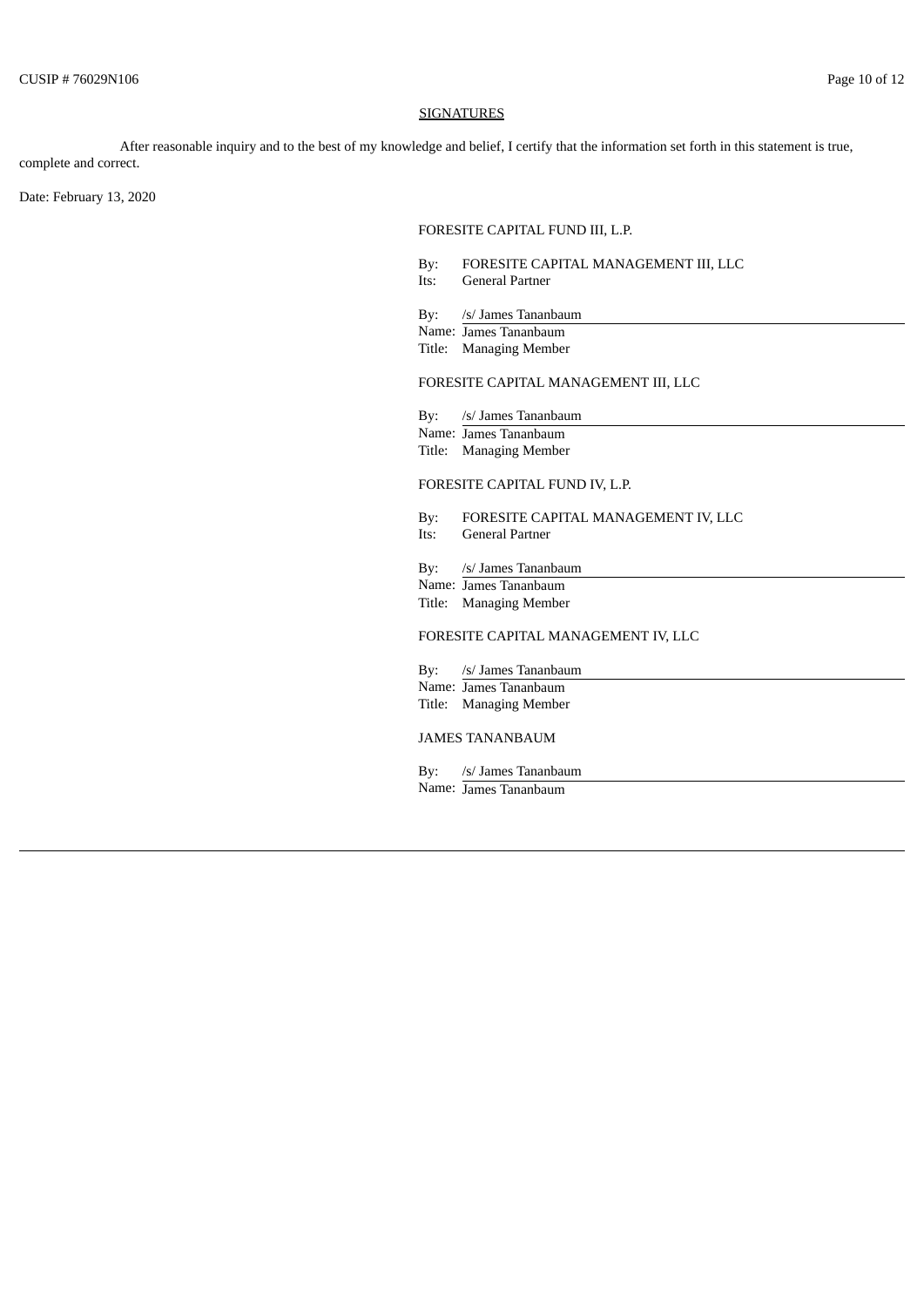## SIGNATURES

After reasonable inquiry and to the best of my knowledge and belief, I certify that the information set forth in this statement is true, complete and correct.

Date: February 13, 2020

FORESITE CAPITAL FUND III, L.P.

By: FORESITE CAPITAL MANAGEMENT III, LLC
Its: General Partner

By: /s/ James Tananbaum
Name: James Tananbaum
Title: Managing Member

FORESITE CAPITAL MANAGEMENT III, LLC

By: /s/ James Tananbaum
Name: James Tananbaum
Title: Managing Member

FORESITE CAPITAL FUND IV, L.P.

By: FORESITE CAPITAL MANAGEMENT IV, LLC
Its: General Partner

By: /s/ James Tananbaum
Name: James Tananbaum
Title: Managing Member

FORESITE CAPITAL MANAGEMENT IV, LLC

By: /s/ James Tananbaum
Name: James Tananbaum
Title: Managing Member

JAMES TANANBAUM

By: /s/ James Tananbaum
Name: James Tananbaum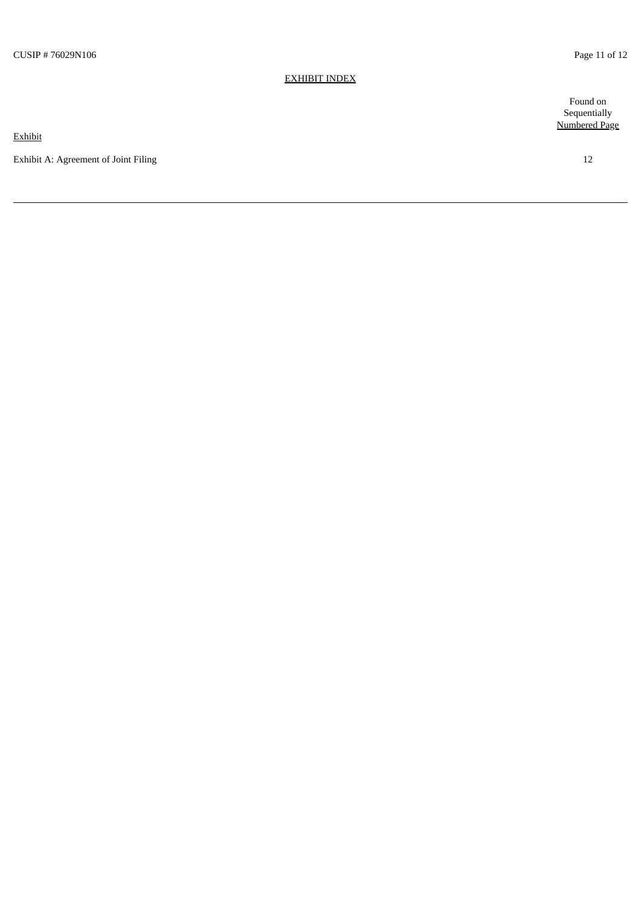EXHIBIT INDEX

| Exhibit | Found on Sequentially Numbered Page |
| --- | --- |
| Exhibit A: Agreement of Joint Filing | 12 |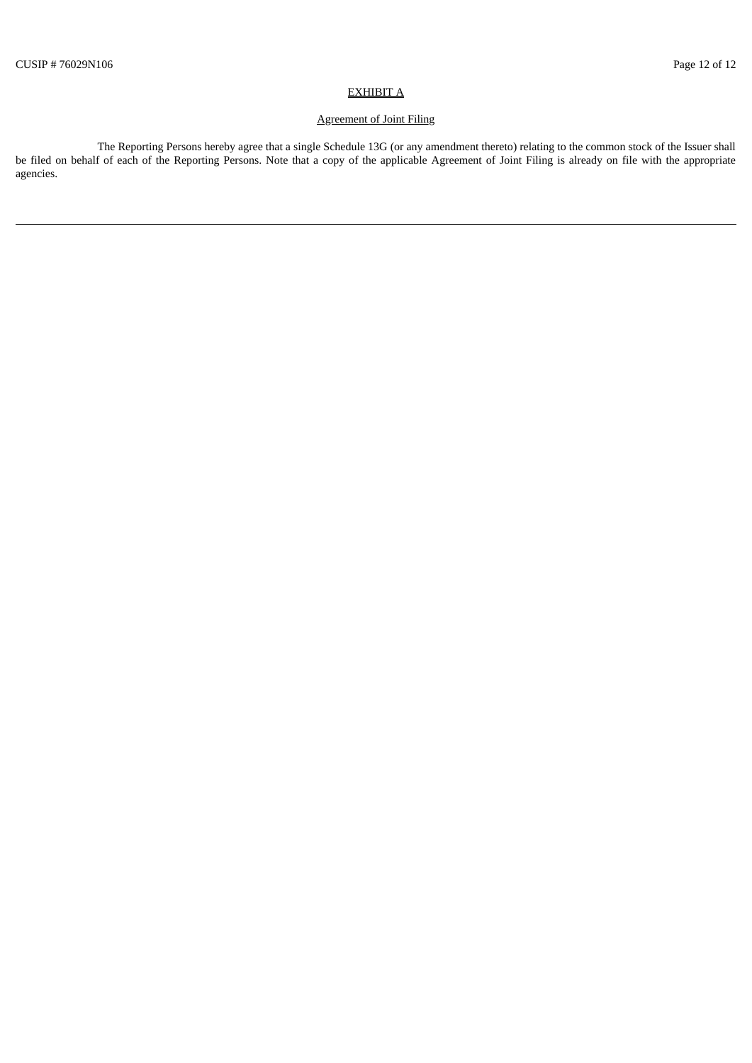## EXHIBIT A

### Agreement of Joint Filing

The Reporting Persons hereby agree that a single Schedule 13G (or any amendment thereto) relating to the common stock of the Issuer shall be filed on behalf of each of the Reporting Persons. Note that a copy of the applicable Agreement of Joint Filing is already on file with the appropriate agencies.